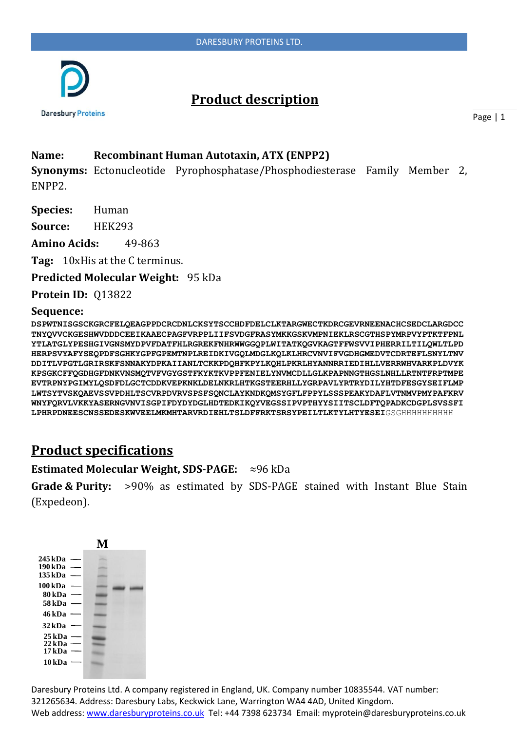# Product description

**Name:** **Recombinant Human Autotaxin, ATX (ENPP2)**

**Synonyms:** Ectonucleotide Pyrophosphatase/Phosphodiesterase Family Member 2, ENPP2.

**Species:** Human

**Source:** HEK293

**Amino Acids:** 49-863

**Tag:** 10xHis at the C terminus.

**Predicted Molecular Weight:** 95 kDa

**Protein ID:** Q13822

**Sequence:**

```
DSPWTNISGSCKGRCFELQEAGPPDCRCDNLCKSYTSCCHDFDELCLKTARGWECTKDRCGEVRNEENACHCSEDCLARGDCC
TNYQVVCKGESHWVDDDCEEIKAAECPAGFVRPPLIIFSVDGFRASYMKKGSKVMPNIEKLRSCGTHSPYMRPVYPTKTFPNL
YTLATGLYPESHGIVGNSMYDPVFDATFHLRGREKFNHRWWGGQPLWITATKQGVKAGTFFWSVVIPHERRILTILQWLTLPD
HERPSVYAFYSEQPDFSGHKYGPFGPEMTNPLREIDKIVGQLMDGLKQLKLHRCVNVIFVGDHGMEDVTCDRTEFLSNYLTNV
DDITLVPGTLGRIRSKFSNNAKYDPKAIIANLTCKKPDQHFKPYLKQHLPKRLHYANNRRIEDIHLLVERRWHVARKPLDVYK
KPSGKCFFQGDHGFDNKVNSMQTVFVGYGSTFKYKTKVPPFENIELYNVMCDLLGLKPAPNNGTHGSLNHLLRTNTFRPTMPE
EVTRPNYPGIMYLQSDFDLGCTCDDKVEPKNKLDELNKRLHTKGSTEERHLLYGRPAVLYRTRYDILYHTDFESGYSEIFLMP
LWTSYTVSKQAEVSSVPDHLTSCVRPDVRVSPSFSQNCLAYKNDKQMSYGFLFPPYLSSSPEAKYDAFLVTNMVPMYPAFKRV
WNYFQRVLVKKYASERNGVNVISGPIFDYDYDGLHDTEDKIKQYVEGSSIPVPTHYYSIITSCLDFTQPADKCDGPLSVSSFI
LPHRPDNEESCNSSEDESKWVEELMKMHTARVRDIEHLTSLDFFRKTSRSYPEILTLKTYLHTYESEIGSGHHHHHHHHHH
```

# Product specifications

**Estimated Molecular Weight, SDS-PAGE:** ≈96 kDa

**Grade & Purity:** >90% as estimated by SDS-PAGE stained with Instant Blue Stain (Expedeon).

M

245 kDa
190 kDa
135 kDa
100 kDa
80 kDa
58 kDa
46 kDa
32 kDa
25 kDa
22 kDa
17 kDa
10 kDa

Daresbury Proteins Ltd. A company registered in England, UK. Company number 10835544. VAT number: 321265634. Address: Daresbury Labs, Keckwick Lane, Warrington WA4 4AD, United Kingdom.
Web address: www.daresburyproteins.co.uk Tel: +44 7398 623734 Email: myprotein@daresburyproteins.co.uk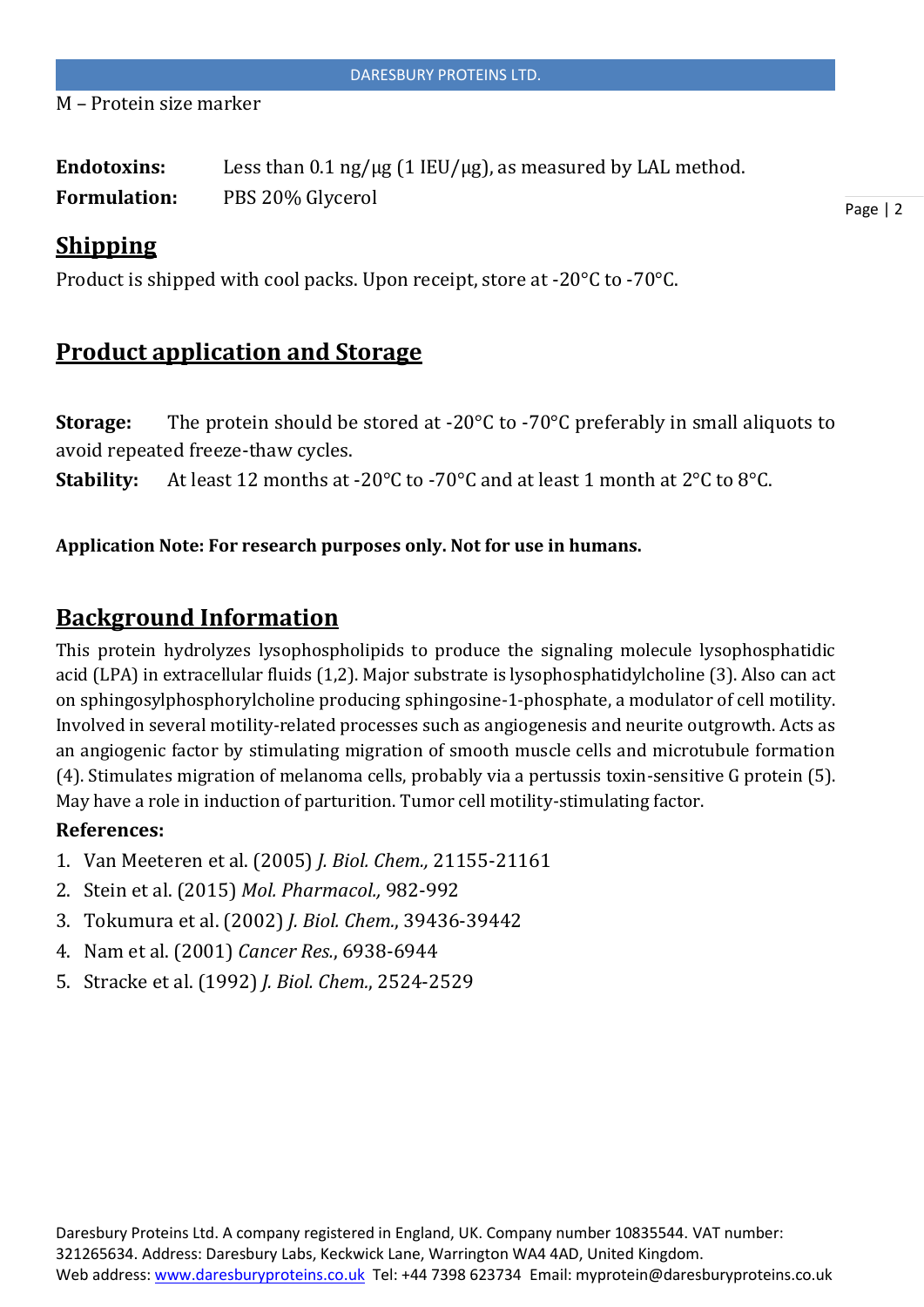M – Protein size marker

**Endotoxins:** Less than 0.1 ng/μg (1 IEU/μg), as measured by LAL method.

**Formulation:** PBS 20% Glycerol

## Shipping

Product is shipped with cool packs. Upon receipt, store at -20°C to -70°C.

## Product application and Storage

**Storage:** The protein should be stored at -20°C to -70°C preferably in small aliquots to avoid repeated freeze-thaw cycles.

**Stability:** At least 12 months at -20°C to -70°C and at least 1 month at 2°C to 8°C.

**Application Note: For research purposes only. Not for use in humans.**

## Background Information

This protein hydrolyzes lysophospholipids to produce the signaling molecule lysophosphatidic acid (LPA) in extracellular fluids (1,2). Major substrate is lysophosphatidylcholine (3). Also can act on sphingosylphosphorylcholine producing sphingosine-1-phosphate, a modulator of cell motility. Involved in several motility-related processes such as angiogenesis and neurite outgrowth. Acts as an angiogenic factor by stimulating migration of smooth muscle cells and microtubule formation (4). Stimulates migration of melanoma cells, probably via a pertussis toxin-sensitive G protein (5). May have a role in induction of parturition. Tumor cell motility-stimulating factor.

**References:**

1. Van Meeteren et al. (2005) *J. Biol. Chem.,* 21155-21161
2. Stein et al. (2015) *Mol. Pharmacol.,* 982-992
3. Tokumura et al. (2002) *J. Biol. Chem.*, 39436-39442
4. Nam et al. (2001) *Cancer Res.*, 6938-6944
5. Stracke et al. (1992) *J. Biol. Chem.*, 2524-2529

Daresbury Proteins Ltd. A company registered in England, UK. Company number 10835544. VAT number: 321265634. Address: Daresbury Labs, Keckwick Lane, Warrington WA4 4AD, United Kingdom.
Web address: www.daresburyproteins.co.uk Tel: +44 7398 623734 Email: myprotein@daresburyproteins.co.uk